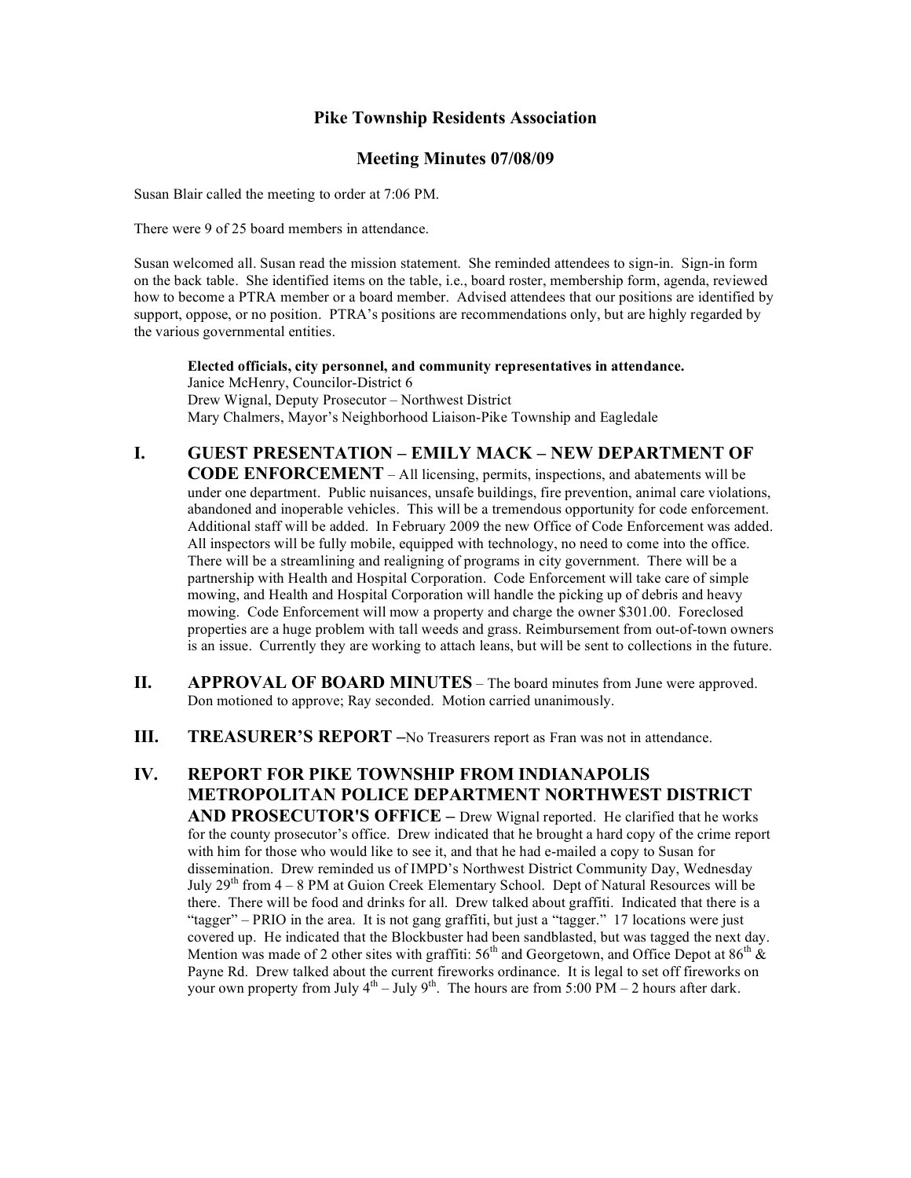# Pike Township Residents Association

## Meeting Minutes 07/08/09

Susan Blair called the meeting to order at 7:06 PM.

There were 9 of 25 board members in attendance.

Susan welcomed all. Susan read the mission statement. She reminded attendees to sign-in. Sign-in form on the back table. She identified items on the table, i.e., board roster, membership form, agenda, reviewed how to become a PTRA member or a board member. Advised attendees that our positions are identified by support, oppose, or no position. PTRA's positions are recommendations only, but are highly regarded by the various governmental entities.

> **Elected officials, city personnel, and community representatives in attendance.**
> Janice McHenry, Councilor-District 6
> Drew Wignal, Deputy Prosecutor – Northwest District
> Mary Chalmers, Mayor's Neighborhood Liaison-Pike Township and Eagledale

## I. GUEST PRESENTATION – EMILY MACK – NEW DEPARTMENT OF CODE ENFORCEMENT

All licensing, permits, inspections, and abatements will be under one department. Public nuisances, unsafe buildings, fire prevention, animal care violations, abandoned and inoperable vehicles. This will be a tremendous opportunity for code enforcement. Additional staff will be added. In February 2009 the new Office of Code Enforcement was added. All inspectors will be fully mobile, equipped with technology, no need to come into the office. There will be a streamlining and realigning of programs in city government. There will be a partnership with Health and Hospital Corporation. Code Enforcement will take care of simple mowing, and Health and Hospital Corporation will handle the picking up of debris and heavy mowing. Code Enforcement will mow a property and charge the owner $301.00. Foreclosed properties are a huge problem with tall weeds and grass. Reimbursement from out-of-town owners is an issue. Currently they are working to attach leans, but will be sent to collections in the future.

## II. APPROVAL OF BOARD MINUTES

The board minutes from June were approved. Don motioned to approve; Ray seconded. Motion carried unanimously.

## III. TREASURER'S REPORT

No Treasurers report as Fran was not in attendance.

## IV. REPORT FOR PIKE TOWNSHIP FROM INDIANAPOLIS METROPOLITAN POLICE DEPARTMENT NORTHWEST DISTRICT AND PROSECUTOR'S OFFICE

Drew Wignal reported. He clarified that he works for the county prosecutor's office. Drew indicated that he brought a hard copy of the crime report with him for those who would like to see it, and that he had e-mailed a copy to Susan for dissemination. Drew reminded us of IMPD's Northwest District Community Day, Wednesday July 29th from 4 – 8 PM at Guion Creek Elementary School. Dept of Natural Resources will be there. There will be food and drinks for all. Drew talked about graffiti. Indicated that there is a "tagger" – PRIO in the area. It is not gang graffiti, but just a "tagger." 17 locations were just covered up. He indicated that the Blockbuster had been sandblasted, but was tagged the next day. Mention was made of 2 other sites with graffiti: 56th and Georgetown, and Office Depot at 86th & Payne Rd. Drew talked about the current fireworks ordinance. It is legal to set off fireworks on your own property from July 4th – July 9th. The hours are from 5:00 PM – 2 hours after dark.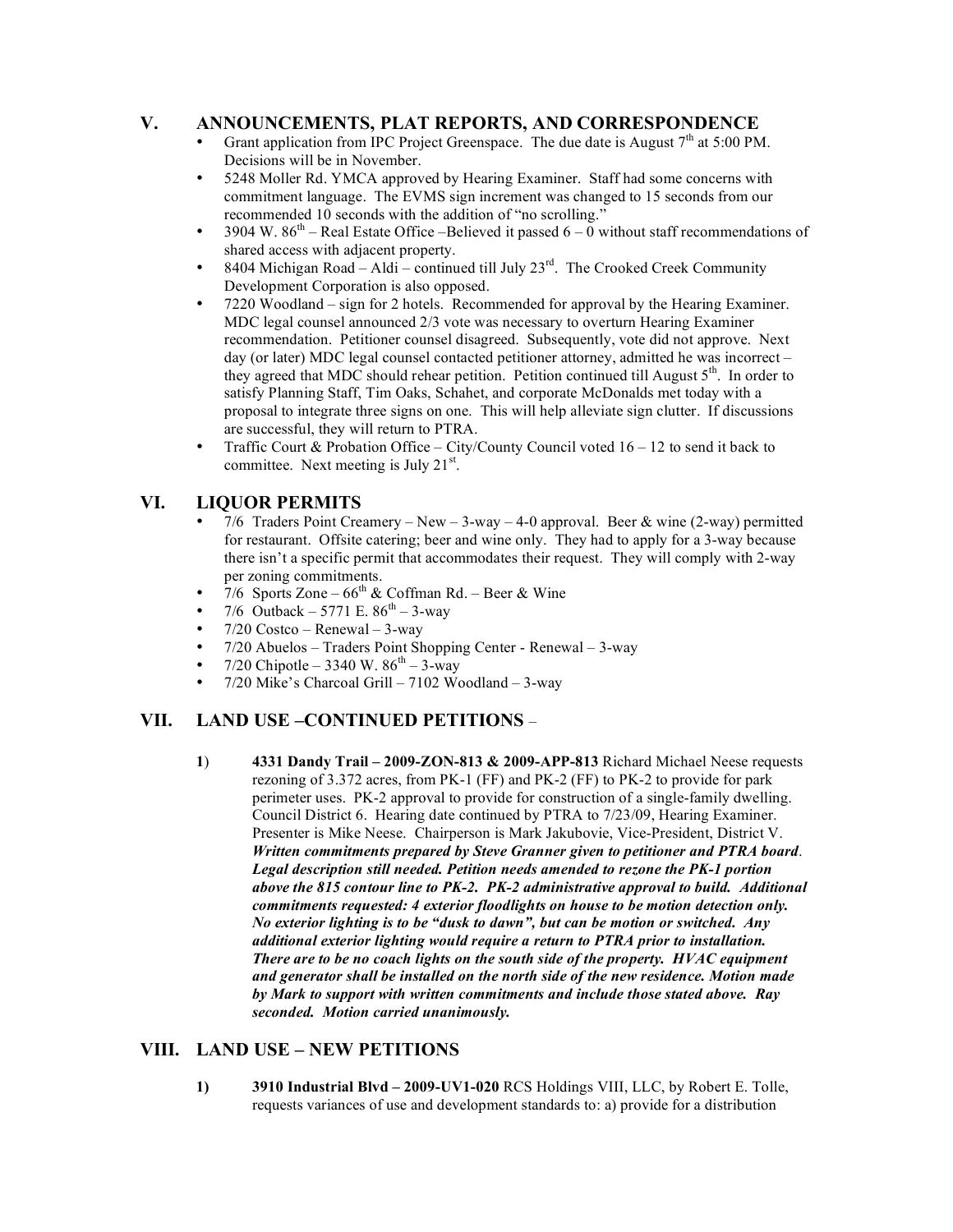## V. ANNOUNCEMENTS, PLAT REPORTS, AND CORRESPONDENCE

- Grant application from IPC Project Greenspace. The due date is August 7th at 5:00 PM. Decisions will be in November.
- 5248 Moller Rd. YMCA approved by Hearing Examiner. Staff had some concerns with commitment language. The EVMS sign increment was changed to 15 seconds from our recommended 10 seconds with the addition of "no scrolling."
- 3904 W. 86th – Real Estate Office –Believed it passed 6 – 0 without staff recommendations of shared access with adjacent property.
- 8404 Michigan Road – Aldi – continued till July 23rd. The Crooked Creek Community Development Corporation is also opposed.
- 7220 Woodland – sign for 2 hotels. Recommended for approval by the Hearing Examiner. MDC legal counsel announced 2/3 vote was necessary to overturn Hearing Examiner recommendation. Petitioner counsel disagreed. Subsequently, vote did not approve. Next day (or later) MDC legal counsel contacted petitioner attorney, admitted he was incorrect – they agreed that MDC should rehear petition. Petition continued till August 5th. In order to satisfy Planning Staff, Tim Oaks, Schahet, and corporate McDonalds met today with a proposal to integrate three signs on one. This will help alleviate sign clutter. If discussions are successful, they will return to PTRA.
- Traffic Court & Probation Office – City/County Council voted 16 – 12 to send it back to committee. Next meeting is July 21st.

## VI. LIQUOR PERMITS

- 7/6 Traders Point Creamery – New – 3-way – 4-0 approval. Beer & wine (2-way) permitted for restaurant. Offsite catering; beer and wine only. They had to apply for a 3-way because there isn't a specific permit that accommodates their request. They will comply with 2-way per zoning commitments.
- 7/6 Sports Zone – 66th & Coffman Rd. – Beer & Wine
- 7/6 Outback – 5771 E. 86th – 3-way
- 7/20 Costco – Renewal – 3-way
- 7/20 Abuelos – Traders Point Shopping Center - Renewal – 3-way
- 7/20 Chipotle – 3340 W. 86th – 3-way
- 7/20 Mike's Charcoal Grill – 7102 Woodland – 3-way

## VII. LAND USE –CONTINUED PETITIONS –

**1**) **4331 Dandy Trail – 2009-ZON-813 & 2009-APP-813** Richard Michael Neese requests rezoning of 3.372 acres, from PK-1 (FF) and PK-2 (FF) to PK-2 to provide for park perimeter uses. PK-2 approval to provide for construction of a single-family dwelling. Council District 6. Hearing date continued by PTRA to 7/23/09, Hearing Examiner. Presenter is Mike Neese. Chairperson is Mark Jakubovie, Vice-President, District V. ***Written commitments prepared by Steve Granner given to petitioner and PTRA board. Legal description still needed. Petition needs amended to rezone the PK-1 portion above the 815 contour line to PK-2. PK-2 administrative approval to build. Additional commitments requested: 4 exterior floodlights on house to be motion detection only. No exterior lighting is to be "dusk to dawn", but can be motion or switched. Any additional exterior lighting would require a return to PTRA prior to installation. There are to be no coach lights on the south side of the property. HVAC equipment and generator shall be installed on the north side of the new residence. Motion made by Mark to support with written commitments and include those stated above. Ray seconded. Motion carried unanimously.***

## VIII. LAND USE – NEW PETITIONS

**1)** **3910 Industrial Blvd – 2009-UV1-020** RCS Holdings VIII, LLC, by Robert E. Tolle, requests variances of use and development standards to: a) provide for a distribution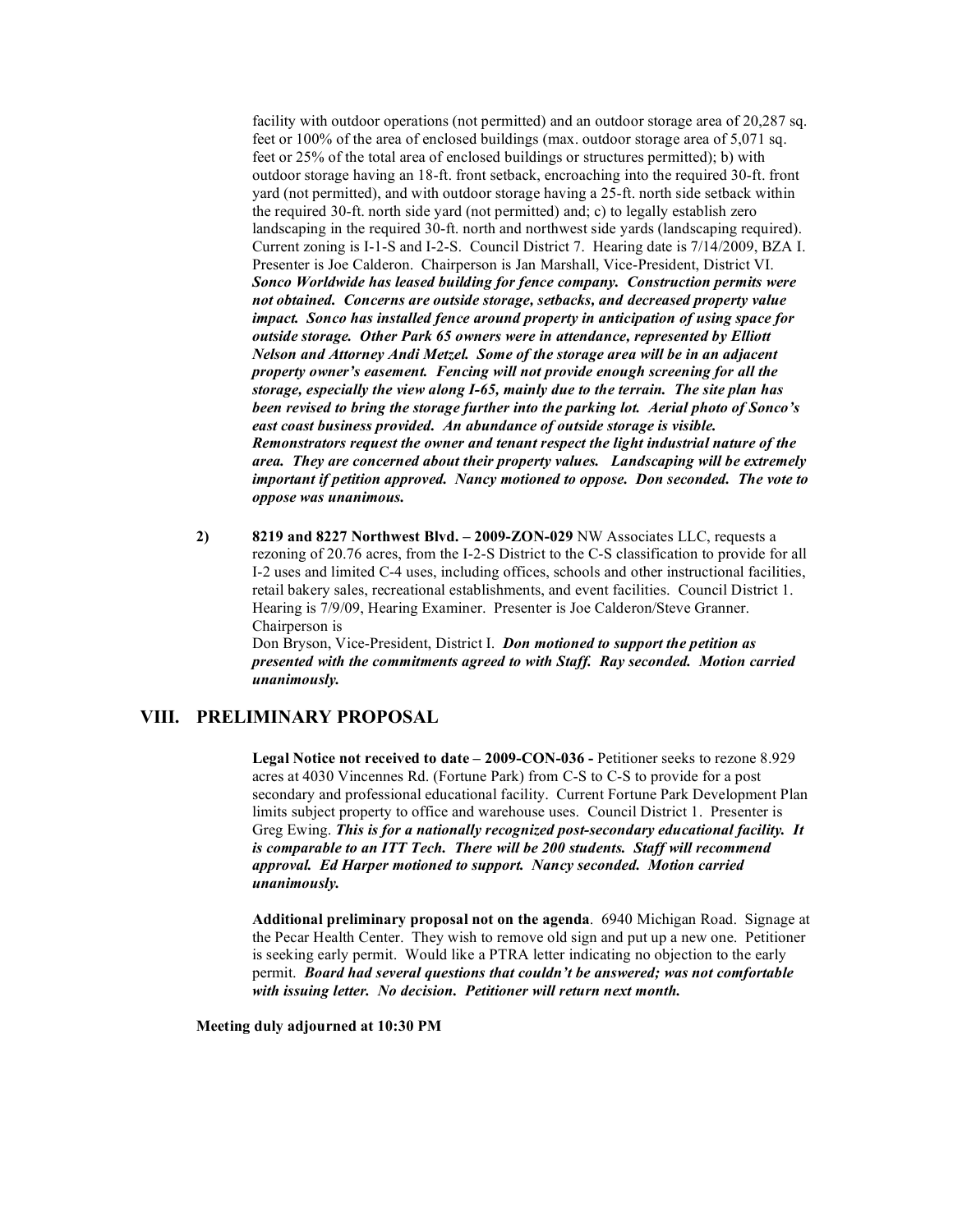facility with outdoor operations (not permitted) and an outdoor storage area of 20,287 sq. feet or 100% of the area of enclosed buildings (max. outdoor storage area of 5,071 sq. feet or 25% of the total area of enclosed buildings or structures permitted); b) with outdoor storage having an 18-ft. front setback, encroaching into the required 30-ft. front yard (not permitted), and with outdoor storage having a 25-ft. north side setback within the required 30-ft. north side yard (not permitted) and; c) to legally establish zero landscaping in the required 30-ft. north and northwest side yards (landscaping required). Current zoning is I-1-S and I-2-S. Council District 7. Hearing date is 7/14/2009, BZA I. Presenter is Joe Calderon. Chairperson is Jan Marshall, Vice-President, District VI. ***Sonco Worldwide has leased building for fence company. Construction permits were not obtained. Concerns are outside storage, setbacks, and decreased property value impact. Sonco has installed fence around property in anticipation of using space for outside storage. Other Park 65 owners were in attendance, represented by Elliott Nelson and Attorney Andi Metzel. Some of the storage area will be in an adjacent property owner's easement. Fencing will not provide enough screening for all the storage, especially the view along I-65, mainly due to the terrain. The site plan has been revised to bring the storage further into the parking lot. Aerial photo of Sonco's east coast business provided. An abundance of outside storage is visible. Remonstrators request the owner and tenant respect the light industrial nature of the area. They are concerned about their property values. Landscaping will be extremely important if petition approved. Nancy motioned to oppose. Don seconded. The vote to oppose was unanimous.***

2) **8219 and 8227 Northwest Blvd. – 2009-ZON-029** NW Associates LLC, requests a rezoning of 20.76 acres, from the I-2-S District to the C-S classification to provide for all I-2 uses and limited C-4 uses, including offices, schools and other instructional facilities, retail bakery sales, recreational establishments, and event facilities. Council District 1. Hearing is 7/9/09, Hearing Examiner. Presenter is Joe Calderon/Steve Granner. Chairperson is
Don Bryson, Vice-President, District I. ***Don motioned to support the petition as presented with the commitments agreed to with Staff. Ray seconded. Motion carried unanimously.***

## VIII. PRELIMINARY PROPOSAL

**Legal Notice not received to date – 2009-CON-036 -** Petitioner seeks to rezone 8.929 acres at 4030 Vincennes Rd. (Fortune Park) from C-S to C-S to provide for a post secondary and professional educational facility. Current Fortune Park Development Plan limits subject property to office and warehouse uses. Council District 1. Presenter is Greg Ewing. ***This is for a nationally recognized post-secondary educational facility. It is comparable to an ITT Tech. There will be 200 students. Staff will recommend approval. Ed Harper motioned to support. Nancy seconded. Motion carried unanimously.***

**Additional preliminary proposal not on the agenda**. 6940 Michigan Road. Signage at the Pecar Health Center. They wish to remove old sign and put up a new one. Petitioner is seeking early permit. Would like a PTRA letter indicating no objection to the early permit. ***Board had several questions that couldn't be answered; was not comfortable with issuing letter. No decision. Petitioner will return next month.***

**Meeting duly adjourned at 10:30 PM**